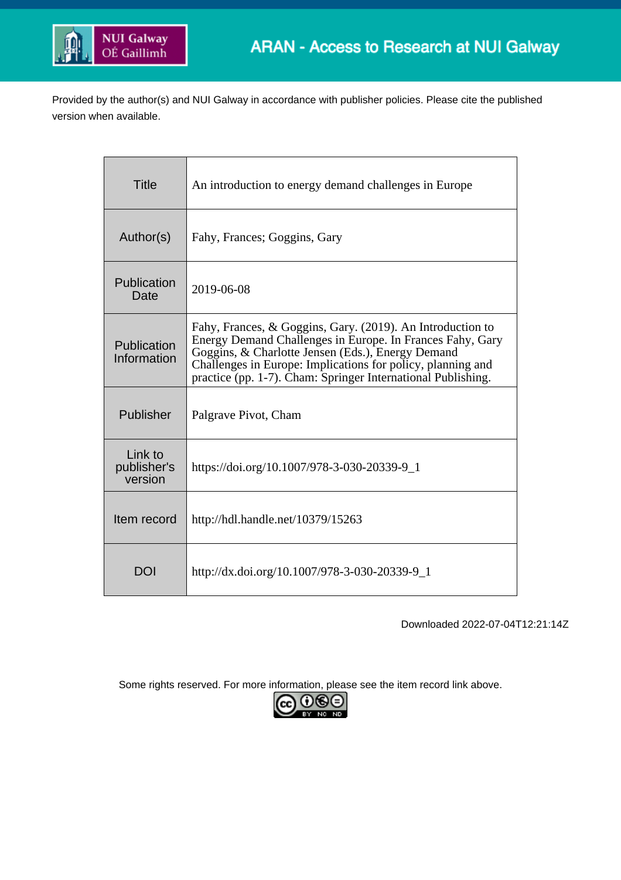ARAN - Access to Research at NUI Galway

Provided by the author(s) and NUI Galway in accordance with publisher policies. Please cite the published version when available.

| Title | An introduction to energy demand challenges in Europe |
| --- | --- |
| Author(s) | Fahy, Frances; Goggins, Gary |
| Publication Date | 2019-06-08 |
| Publication Information | Fahy, Frances, & Goggins, Gary. (2019). An Introduction to Energy Demand Challenges in Europe. In Frances Fahy, Gary Goggins, & Charlotte Jensen (Eds.), Energy Demand Challenges in Europe: Implications for policy, planning and practice (pp. 1-7). Cham: Springer International Publishing. |
| Publisher | Palgrave Pivot, Cham |
| Link to publisher's version | https://doi.org/10.1007/978-3-030-20339-9_1 |
| Item record | http://hdl.handle.net/10379/15263 |
| DOI | http://dx.doi.org/10.1007/978-3-030-20339-9_1 |

Downloaded 2022-07-04T12:21:14Z

Some rights reserved. For more information, please see the item record link above.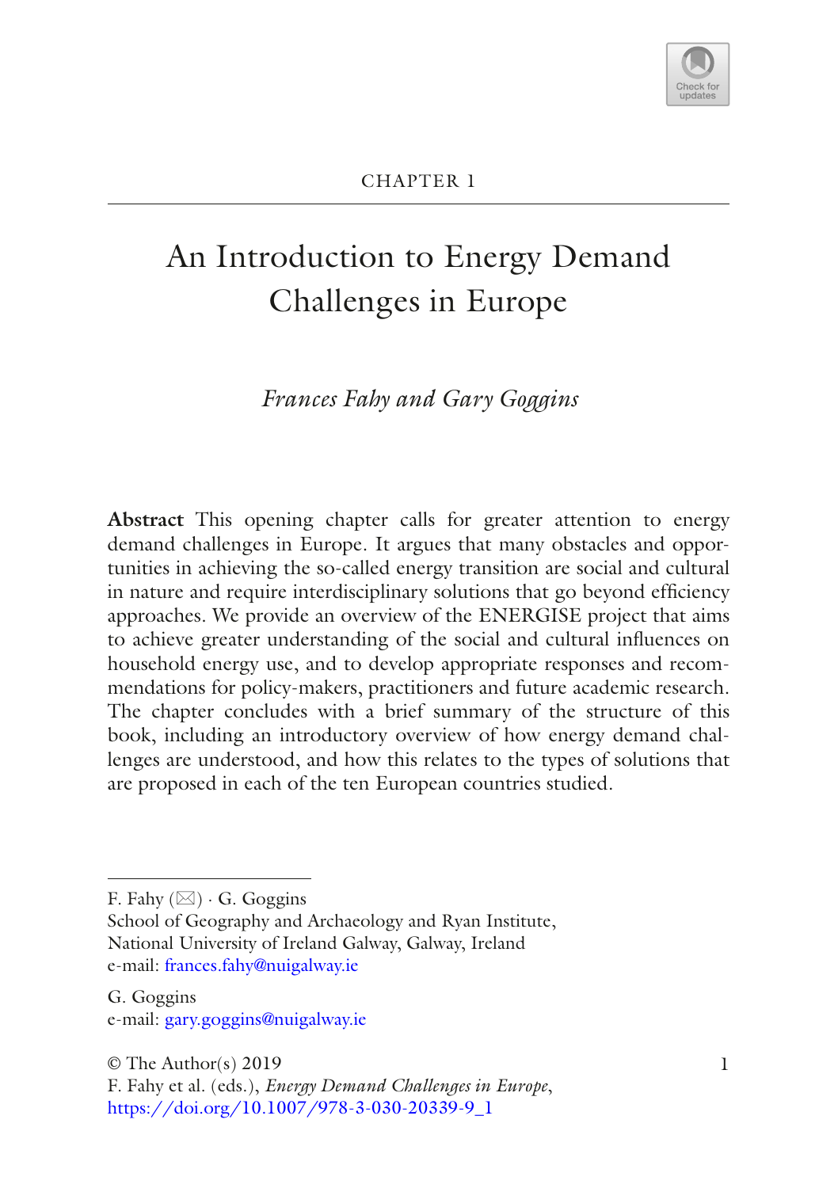CHAPTER 1

# An Introduction to Energy Demand Challenges in Europe

*Frances Fahy and Gary Goggins*

**Abstract** This opening chapter calls for greater attention to energy demand challenges in Europe. It argues that many obstacles and opportunities in achieving the so-called energy transition are social and cultural in nature and require interdisciplinary solutions that go beyond efficiency approaches. We provide an overview of the ENERGISE project that aims to achieve greater understanding of the social and cultural influences on household energy use, and to develop appropriate responses and recommendations for policy-makers, practitioners and future academic research. The chapter concludes with a brief summary of the structure of this book, including an introductory overview of how energy demand challenges are understood, and how this relates to the types of solutions that are proposed in each of the ten European countries studied.

F. Fahy (✉) · G. Goggins
School of Geography and Archaeology and Ryan Institute,
National University of Ireland Galway, Galway, Ireland
e-mail: frances.fahy@nuigalway.ie

G. Goggins
e-mail: gary.goggins@nuigalway.ie

© The Author(s) 2019
F. Fahy et al. (eds.), *Energy Demand Challenges in Europe*,
https://doi.org/10.1007/978-3-030-20339-9_1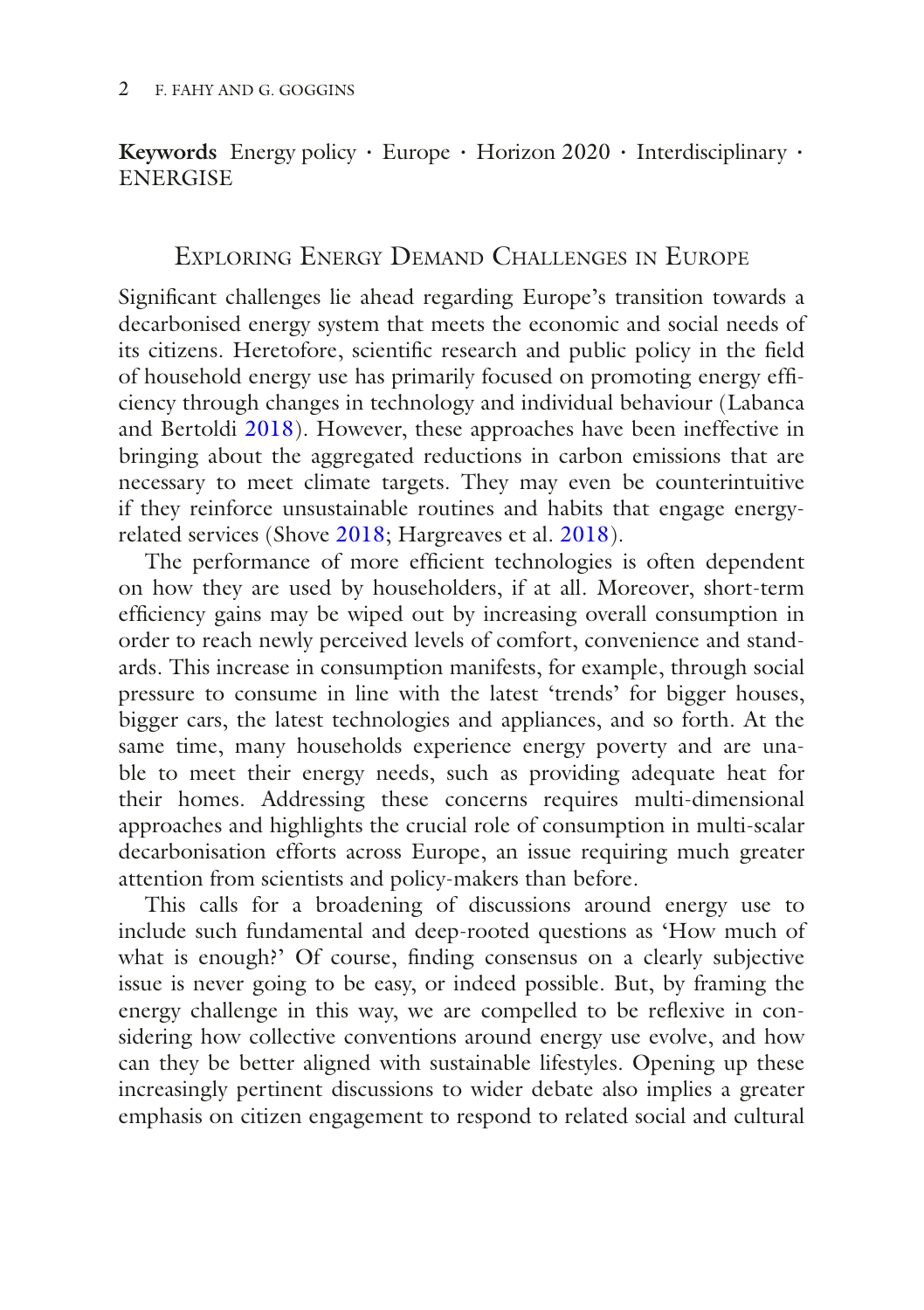**Keywords** Energy policy · Europe · Horizon 2020 · Interdisciplinary · ENERGISE

## Exploring Energy Demand Challenges in Europe

Significant challenges lie ahead regarding Europe's transition towards a decarbonised energy system that meets the economic and social needs of its citizens. Heretofore, scientific research and public policy in the field of household energy use has primarily focused on promoting energy efficiency through changes in technology and individual behaviour (Labanca and Bertoldi 2018). However, these approaches have been ineffective in bringing about the aggregated reductions in carbon emissions that are necessary to meet climate targets. They may even be counterintuitive if they reinforce unsustainable routines and habits that engage energy-related services (Shove 2018; Hargreaves et al. 2018).

The performance of more efficient technologies is often dependent on how they are used by householders, if at all. Moreover, short-term efficiency gains may be wiped out by increasing overall consumption in order to reach newly perceived levels of comfort, convenience and standards. This increase in consumption manifests, for example, through social pressure to consume in line with the latest 'trends' for bigger houses, bigger cars, the latest technologies and appliances, and so forth. At the same time, many households experience energy poverty and are unable to meet their energy needs, such as providing adequate heat for their homes. Addressing these concerns requires multi-dimensional approaches and highlights the crucial role of consumption in multi-scalar decarbonisation efforts across Europe, an issue requiring much greater attention from scientists and policy-makers than before.

This calls for a broadening of discussions around energy use to include such fundamental and deep-rooted questions as 'How much of what is enough?' Of course, finding consensus on a clearly subjective issue is never going to be easy, or indeed possible. But, by framing the energy challenge in this way, we are compelled to be reflexive in considering how collective conventions around energy use evolve, and how can they be better aligned with sustainable lifestyles. Opening up these increasingly pertinent discussions to wider debate also implies a greater emphasis on citizen engagement to respond to related social and cultural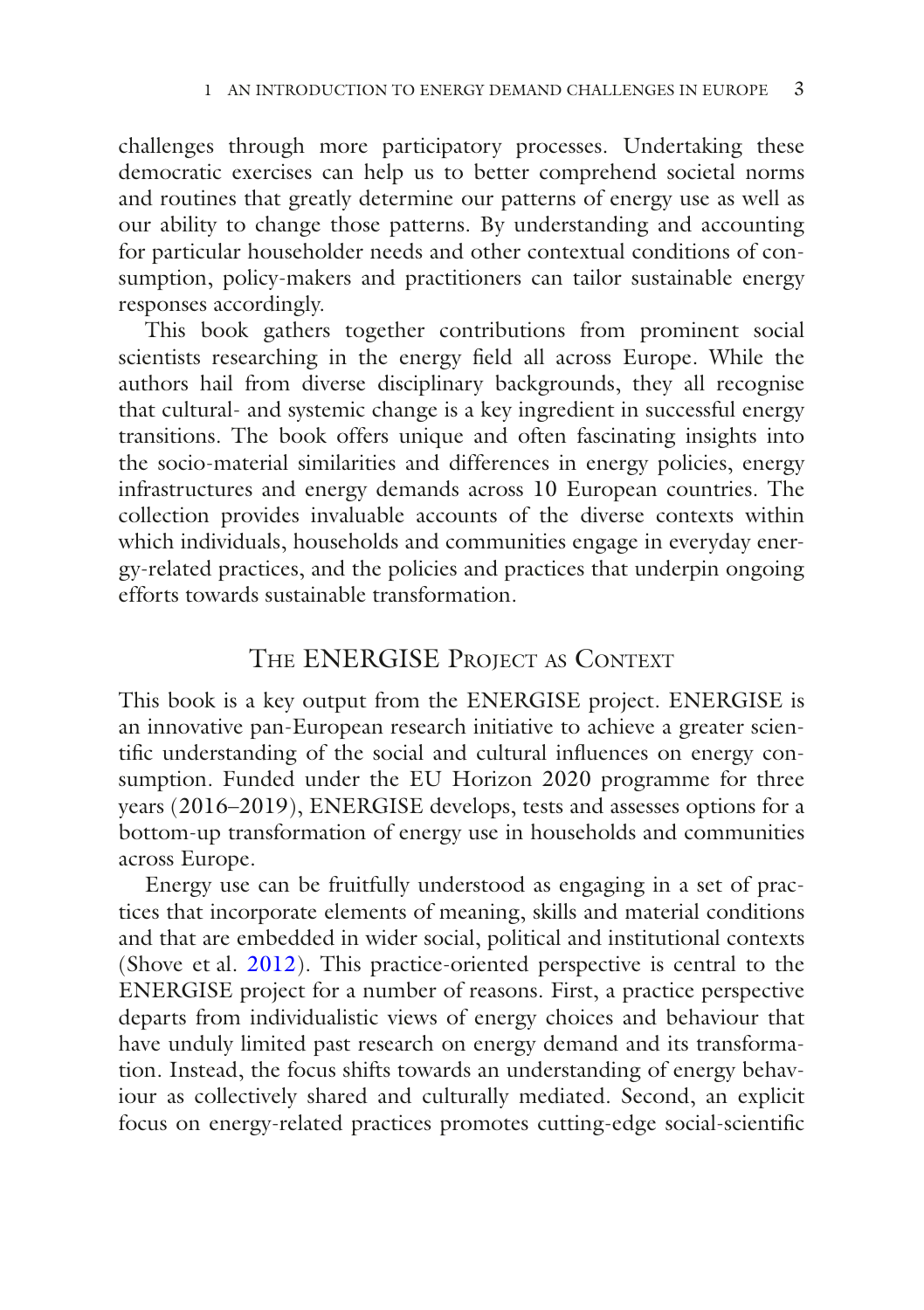challenges through more participatory processes. Undertaking these democratic exercises can help us to better comprehend societal norms and routines that greatly determine our patterns of energy use as well as our ability to change those patterns. By understanding and accounting for particular householder needs and other contextual conditions of consumption, policy-makers and practitioners can tailor sustainable energy responses accordingly.

This book gathers together contributions from prominent social scientists researching in the energy field all across Europe. While the authors hail from diverse disciplinary backgrounds, they all recognise that cultural- and systemic change is a key ingredient in successful energy transitions. The book offers unique and often fascinating insights into the socio-material similarities and differences in energy policies, energy infrastructures and energy demands across 10 European countries. The collection provides invaluable accounts of the diverse contexts within which individuals, households and communities engage in everyday energy-related practices, and the policies and practices that underpin ongoing efforts towards sustainable transformation.

## The ENERGISE Project as Context

This book is a key output from the ENERGISE project. ENERGISE is an innovative pan-European research initiative to achieve a greater scientific understanding of the social and cultural influences on energy consumption. Funded under the EU Horizon 2020 programme for three years (2016–2019), ENERGISE develops, tests and assesses options for a bottom-up transformation of energy use in households and communities across Europe.

Energy use can be fruitfully understood as engaging in a set of practices that incorporate elements of meaning, skills and material conditions and that are embedded in wider social, political and institutional contexts (Shove et al. 2012). This practice-oriented perspective is central to the ENERGISE project for a number of reasons. First, a practice perspective departs from individualistic views of energy choices and behaviour that have unduly limited past research on energy demand and its transformation. Instead, the focus shifts towards an understanding of energy behaviour as collectively shared and culturally mediated. Second, an explicit focus on energy-related practices promotes cutting-edge social-scientific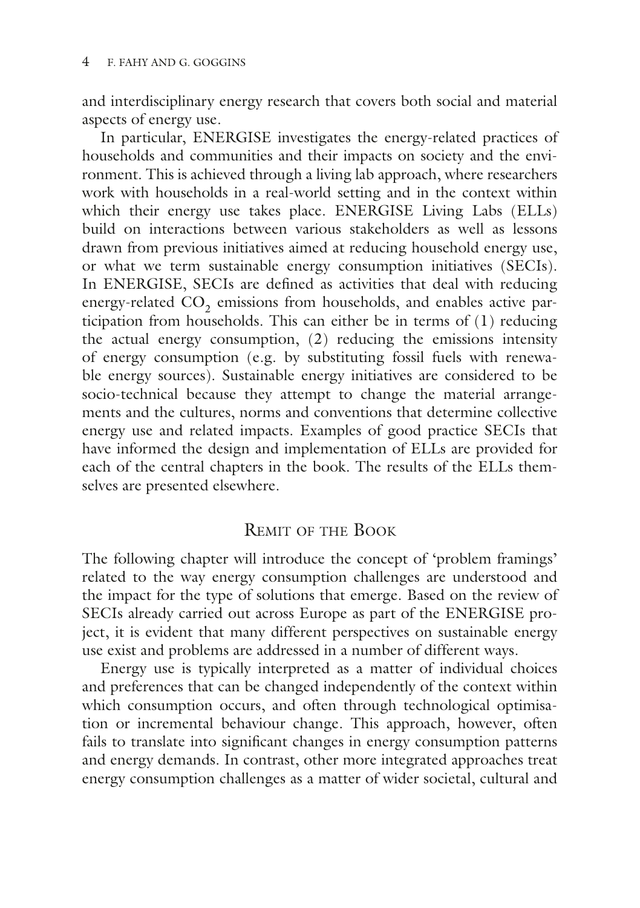and interdisciplinary energy research that covers both social and material aspects of energy use.

In particular, ENERGISE investigates the energy-related practices of households and communities and their impacts on society and the environment. This is achieved through a living lab approach, where researchers work with households in a real-world setting and in the context within which their energy use takes place. ENERGISE Living Labs (ELLs) build on interactions between various stakeholders as well as lessons drawn from previous initiatives aimed at reducing household energy use, or what we term sustainable energy consumption initiatives (SECIs). In ENERGISE, SECIs are defined as activities that deal with reducing energy-related $CO_2$ emissions from households, and enables active participation from households. This can either be in terms of (1) reducing the actual energy consumption, (2) reducing the emissions intensity of energy consumption (e.g. by substituting fossil fuels with renewable energy sources). Sustainable energy initiatives are considered to be socio-technical because they attempt to change the material arrangements and the cultures, norms and conventions that determine collective energy use and related impacts. Examples of good practice SECIs that have informed the design and implementation of ELLs are provided for each of the central chapters in the book. The results of the ELLs themselves are presented elsewhere.

## Remit of the Book

The following chapter will introduce the concept of 'problem framings' related to the way energy consumption challenges are understood and the impact for the type of solutions that emerge. Based on the review of SECIs already carried out across Europe as part of the ENERGISE project, it is evident that many different perspectives on sustainable energy use exist and problems are addressed in a number of different ways.

Energy use is typically interpreted as a matter of individual choices and preferences that can be changed independently of the context within which consumption occurs, and often through technological optimisation or incremental behaviour change. This approach, however, often fails to translate into significant changes in energy consumption patterns and energy demands. In contrast, other more integrated approaches treat energy consumption challenges as a matter of wider societal, cultural and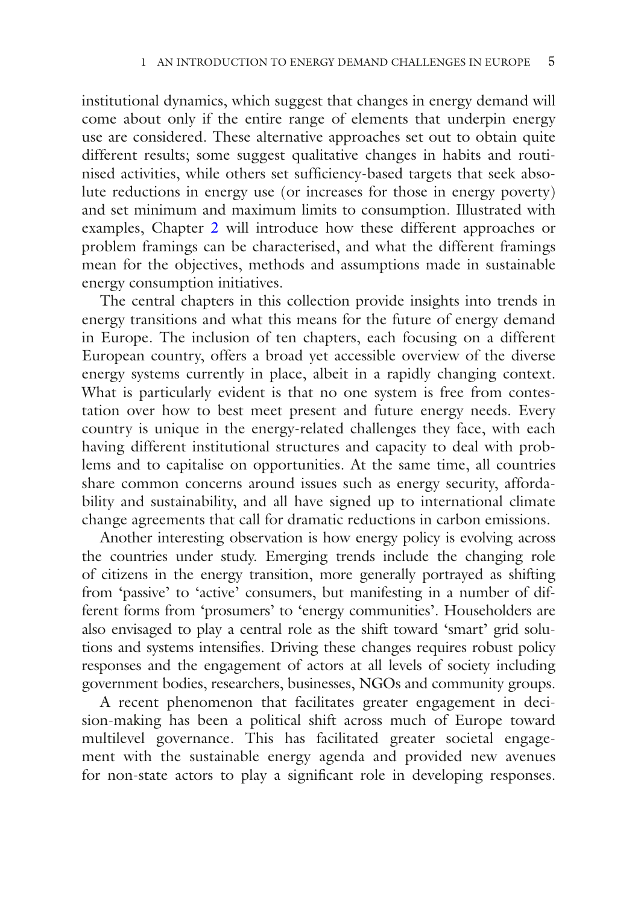institutional dynamics, which suggest that changes in energy demand will come about only if the entire range of elements that underpin energy use are considered. These alternative approaches set out to obtain quite different results; some suggest qualitative changes in habits and routinised activities, while others set sufficiency-based targets that seek absolute reductions in energy use (or increases for those in energy poverty) and set minimum and maximum limits to consumption. Illustrated with examples, Chapter 2 will introduce how these different approaches or problem framings can be characterised, and what the different framings mean for the objectives, methods and assumptions made in sustainable energy consumption initiatives.

The central chapters in this collection provide insights into trends in energy transitions and what this means for the future of energy demand in Europe. The inclusion of ten chapters, each focusing on a different European country, offers a broad yet accessible overview of the diverse energy systems currently in place, albeit in a rapidly changing context. What is particularly evident is that no one system is free from contestation over how to best meet present and future energy needs. Every country is unique in the energy-related challenges they face, with each having different institutional structures and capacity to deal with problems and to capitalise on opportunities. At the same time, all countries share common concerns around issues such as energy security, affordability and sustainability, and all have signed up to international climate change agreements that call for dramatic reductions in carbon emissions.

Another interesting observation is how energy policy is evolving across the countries under study. Emerging trends include the changing role of citizens in the energy transition, more generally portrayed as shifting from 'passive' to 'active' consumers, but manifesting in a number of different forms from 'prosumers' to 'energy communities'. Householders are also envisaged to play a central role as the shift toward 'smart' grid solutions and systems intensifies. Driving these changes requires robust policy responses and the engagement of actors at all levels of society including government bodies, researchers, businesses, NGOs and community groups.

A recent phenomenon that facilitates greater engagement in decision-making has been a political shift across much of Europe toward multilevel governance. This has facilitated greater societal engagement with the sustainable energy agenda and provided new avenues for non-state actors to play a significant role in developing responses.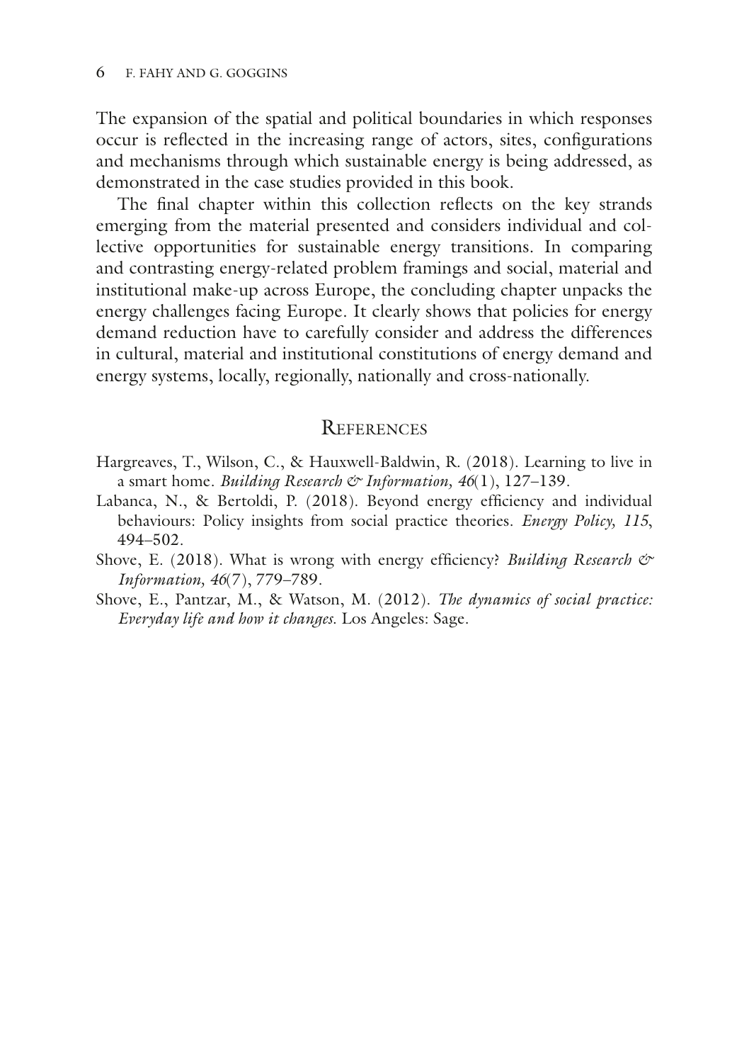The expansion of the spatial and political boundaries in which responses occur is reflected in the increasing range of actors, sites, configurations and mechanisms through which sustainable energy is being addressed, as demonstrated in the case studies provided in this book.

The final chapter within this collection reflects on the key strands emerging from the material presented and considers individual and collective opportunities for sustainable energy transitions. In comparing and contrasting energy-related problem framings and social, material and institutional make-up across Europe, the concluding chapter unpacks the energy challenges facing Europe. It clearly shows that policies for energy demand reduction have to carefully consider and address the differences in cultural, material and institutional constitutions of energy demand and energy systems, locally, regionally, nationally and cross-nationally.

## References

Hargreaves, T., Wilson, C., & Hauxwell-Baldwin, R. (2018). Learning to live in a smart home. *Building Research & Information, 46*(1), 127–139.

Labanca, N., & Bertoldi, P. (2018). Beyond energy efficiency and individual behaviours: Policy insights from social practice theories. *Energy Policy, 115*, 494–502.

Shove, E. (2018). What is wrong with energy efficiency? *Building Research & Information, 46*(7), 779–789.

Shove, E., Pantzar, M., & Watson, M. (2012). *The dynamics of social practice: Everyday life and how it changes*. Los Angeles: Sage.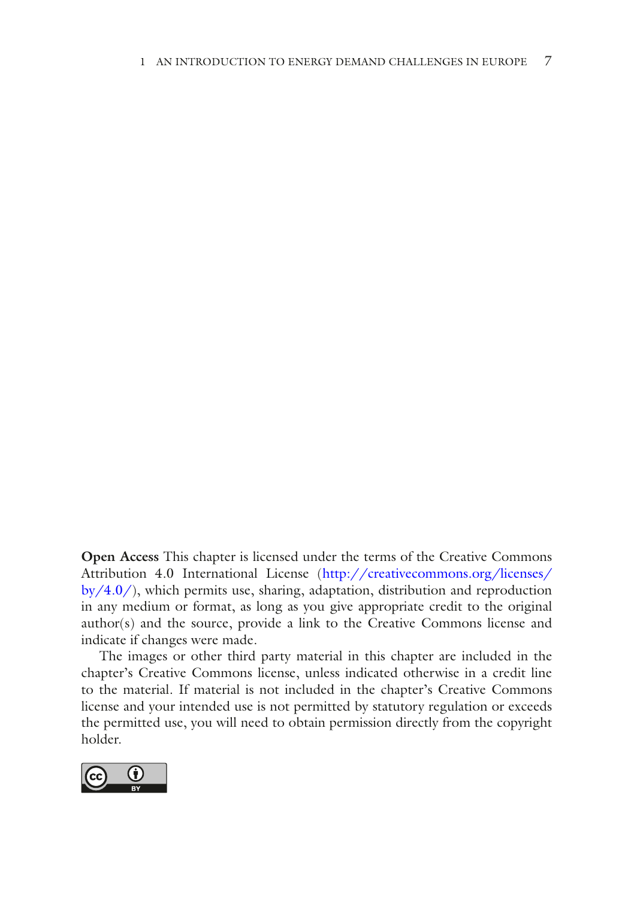**Open Access** This chapter is licensed under the terms of the Creative Commons Attribution 4.0 International License (http://creativecommons.org/licenses/by/4.0/), which permits use, sharing, adaptation, distribution and reproduction in any medium or format, as long as you give appropriate credit to the original author(s) and the source, provide a link to the Creative Commons license and indicate if changes were made.

The images or other third party material in this chapter are included in the chapter's Creative Commons license, unless indicated otherwise in a credit line to the material. If material is not included in the chapter's Creative Commons license and your intended use is not permitted by statutory regulation or exceeds the permitted use, you will need to obtain permission directly from the copyright holder.